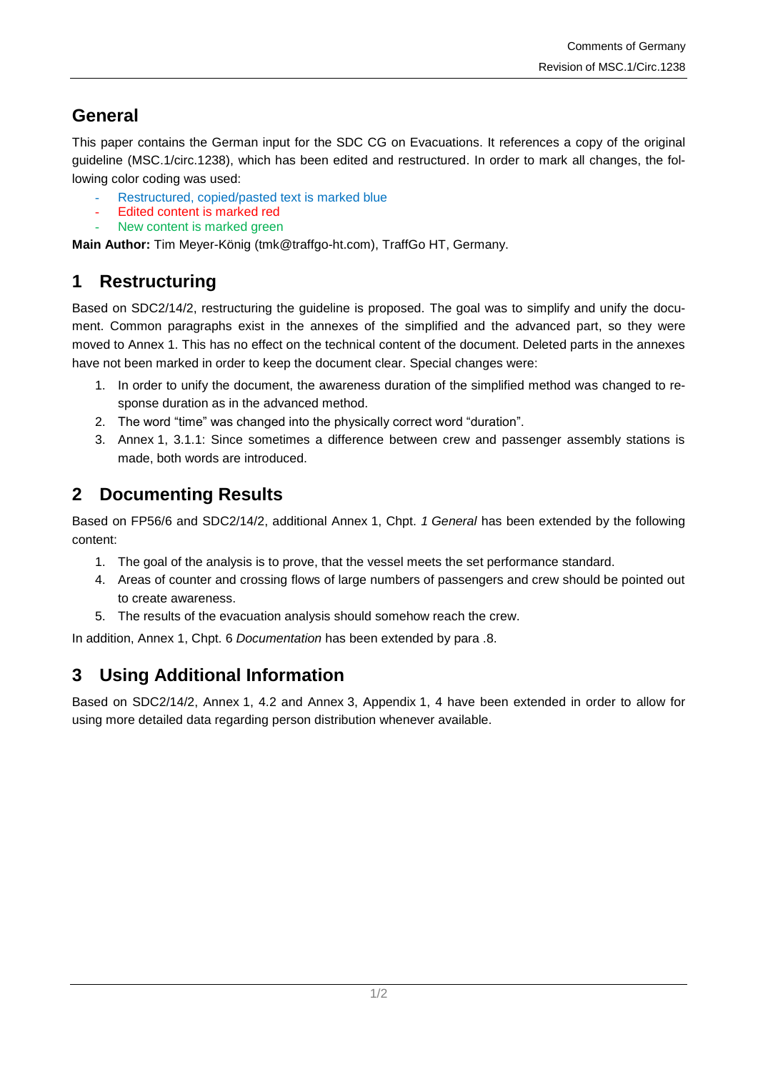## General

This paper contains the German input for the SDC CG on Evacuations. It references a copy of the original guideline (MSC.1/circ.1238), which has been edited and restructured. In order to mark all changes, the following color coding was used:

- Restructured, copied/pasted text is marked blue
- Edited content is marked red
- New content is marked green

**Main Author:** Tim Meyer-König (tmk@traffgo-ht.com), TraffGo HT, Germany.

# 1 Restructuring

Based on SDC2/14/2, restructuring the guideline is proposed. The goal was to simplify and unify the document. Common paragraphs exist in the annexes of the simplified and the advanced part, so they were moved to Annex 1. This has no effect on the technical content of the document. Deleted parts in the annexes have not been marked in order to keep the document clear. Special changes were:

1. In order to unify the document, the awareness duration of the simplified method was changed to response duration as in the advanced method.
2. The word "time" was changed into the physically correct word "duration".
3. Annex 1, 3.1.1: Since sometimes a difference between crew and passenger assembly stations is made, both words are introduced.

# 2 Documenting Results

Based on FP56/6 and SDC2/14/2, additional Annex 1, Chpt. *1 General* has been extended by the following content:

1. The goal of the analysis is to prove, that the vessel meets the set performance standard.
4. Areas of counter and crossing flows of large numbers of passengers and crew should be pointed out to create awareness.
5. The results of the evacuation analysis should somehow reach the crew.

In addition, Annex 1, Chpt. 6 *Documentation* has been extended by para .8.

# 3 Using Additional Information

Based on SDC2/14/2, Annex 1, 4.2 and Annex 3, Appendix 1, 4 have been extended in order to allow for using more detailed data regarding person distribution whenever available.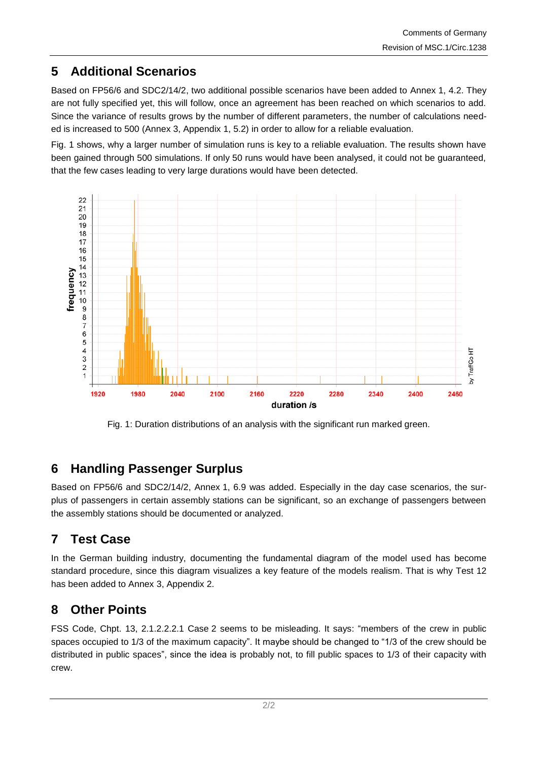## 5 Additional Scenarios

Based on FP56/6 and SDC2/14/2, two additional possible scenarios have been added to Annex 1, 4.2. They are not fully specified yet, this will follow, once an agreement has been reached on which scenarios to add. Since the variance of results grows by the number of different parameters, the number of calculations needed is increased to 500 (Annex 3, Appendix 1, 5.2) in order to allow for a reliable evaluation.

Fig. 1 shows, why a larger number of simulation runs is key to a reliable evaluation. The results shown have been gained through 500 simulations. If only 50 runs would have been analysed, it could not be guaranteed, that the few cases leading to very large durations would have been detected.

frequency

22
21
20
19
18
17
16
15
14
13
12
11
10
9
8
7
6
5
4
3
2
1

1920
1980
2040
2100
2160
2220
2280
2340
2400
2460

duration /s

by TraffGo HT

Fig. 1: Duration distributions of an analysis with the significant run marked green.

## 6 Handling Passenger Surplus

Based on FP56/6 and SDC2/14/2, Annex 1, 6.9 was added. Especially in the day case scenarios, the surplus of passengers in certain assembly stations can be significant, so an exchange of passengers between the assembly stations should be documented or analyzed.

## 7 Test Case

In the German building industry, documenting the fundamental diagram of the model used has become standard procedure, since this diagram visualizes a key feature of the models realism. That is why Test 12 has been added to Annex 3, Appendix 2.

## 8 Other Points

FSS Code, Chpt. 13, 2.1.2.2.2.1 Case 2 seems to be misleading. It says: "members of the crew in public spaces occupied to 1/3 of the maximum capacity". It maybe should be changed to "1/3 of the crew should be distributed in public spaces", since the idea is probably not, to fill public spaces to 1/3 of their capacity with crew.